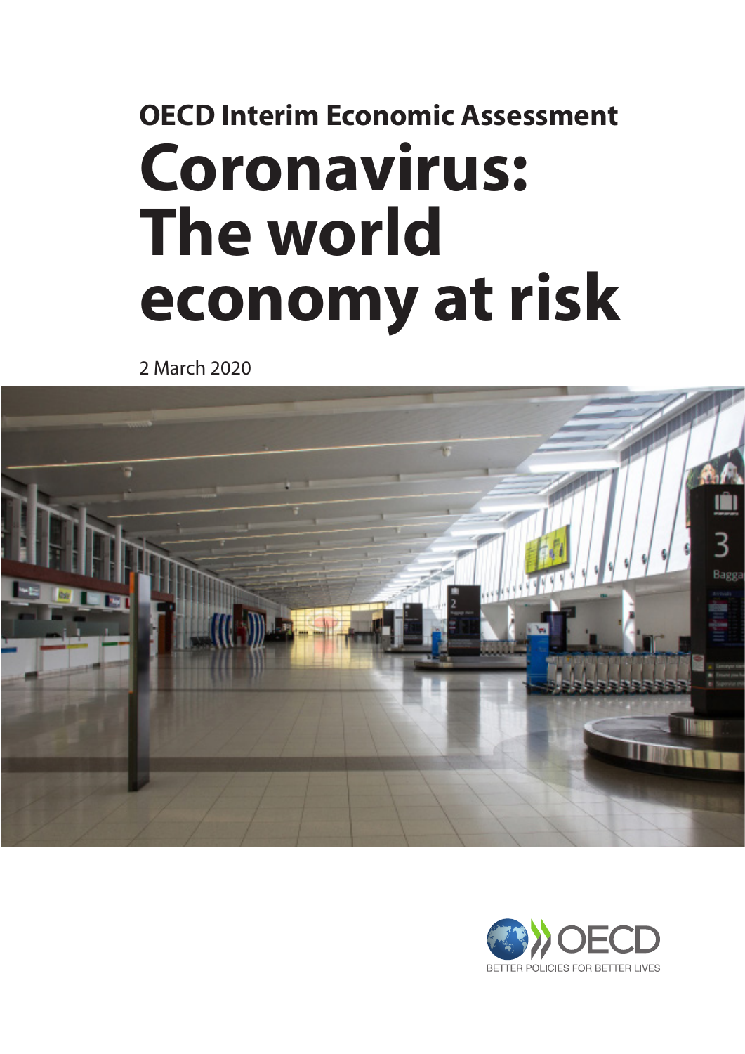## OECD Interim Economic Assessment

# Coronavirus: The world economy at risk

2 March 2020

BETTER POLICIES FOR BETTER LIVES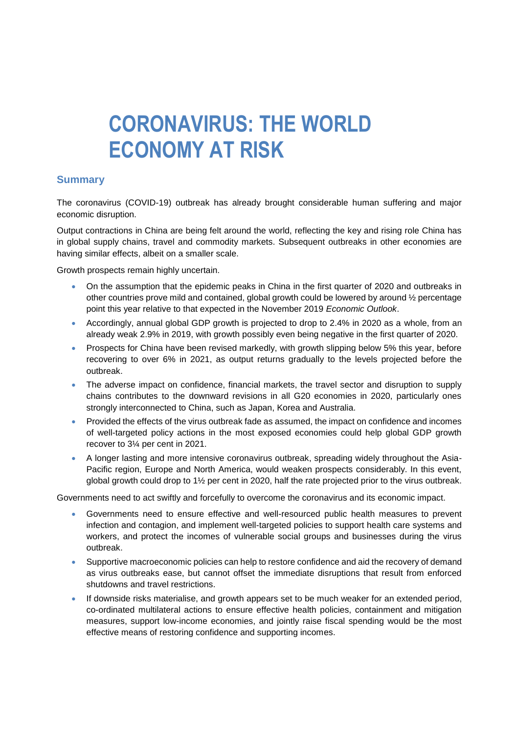# CORONAVIRUS: THE WORLD ECONOMY AT RISK

## Summary

The coronavirus (COVID-19) outbreak has already brought considerable human suffering and major economic disruption.

Output contractions in China are being felt around the world, reflecting the key and rising role China has in global supply chains, travel and commodity markets. Subsequent outbreaks in other economies are having similar effects, albeit on a smaller scale.

Growth prospects remain highly uncertain.

- On the assumption that the epidemic peaks in China in the first quarter of 2020 and outbreaks in other countries prove mild and contained, global growth could be lowered by around ½ percentage point this year relative to that expected in the November 2019 *Economic Outlook*.
- Accordingly, annual global GDP growth is projected to drop to 2.4% in 2020 as a whole, from an already weak 2.9% in 2019, with growth possibly even being negative in the first quarter of 2020.
- Prospects for China have been revised markedly, with growth slipping below 5% this year, before recovering to over 6% in 2021, as output returns gradually to the levels projected before the outbreak.
- The adverse impact on confidence, financial markets, the travel sector and disruption to supply chains contributes to the downward revisions in all G20 economies in 2020, particularly ones strongly interconnected to China, such as Japan, Korea and Australia.
- Provided the effects of the virus outbreak fade as assumed, the impact on confidence and incomes of well-targeted policy actions in the most exposed economies could help global GDP growth recover to 3¼ per cent in 2021.
- A longer lasting and more intensive coronavirus outbreak, spreading widely throughout the Asia-Pacific region, Europe and North America, would weaken prospects considerably. In this event, global growth could drop to 1½ per cent in 2020, half the rate projected prior to the virus outbreak.

Governments need to act swiftly and forcefully to overcome the coronavirus and its economic impact.

- Governments need to ensure effective and well-resourced public health measures to prevent infection and contagion, and implement well-targeted policies to support health care systems and workers, and protect the incomes of vulnerable social groups and businesses during the virus outbreak.
- Supportive macroeconomic policies can help to restore confidence and aid the recovery of demand as virus outbreaks ease, but cannot offset the immediate disruptions that result from enforced shutdowns and travel restrictions.
- If downside risks materialise, and growth appears set to be much weaker for an extended period, co-ordinated multilateral actions to ensure effective health policies, containment and mitigation measures, support low-income economies, and jointly raise fiscal spending would be the most effective means of restoring confidence and supporting incomes.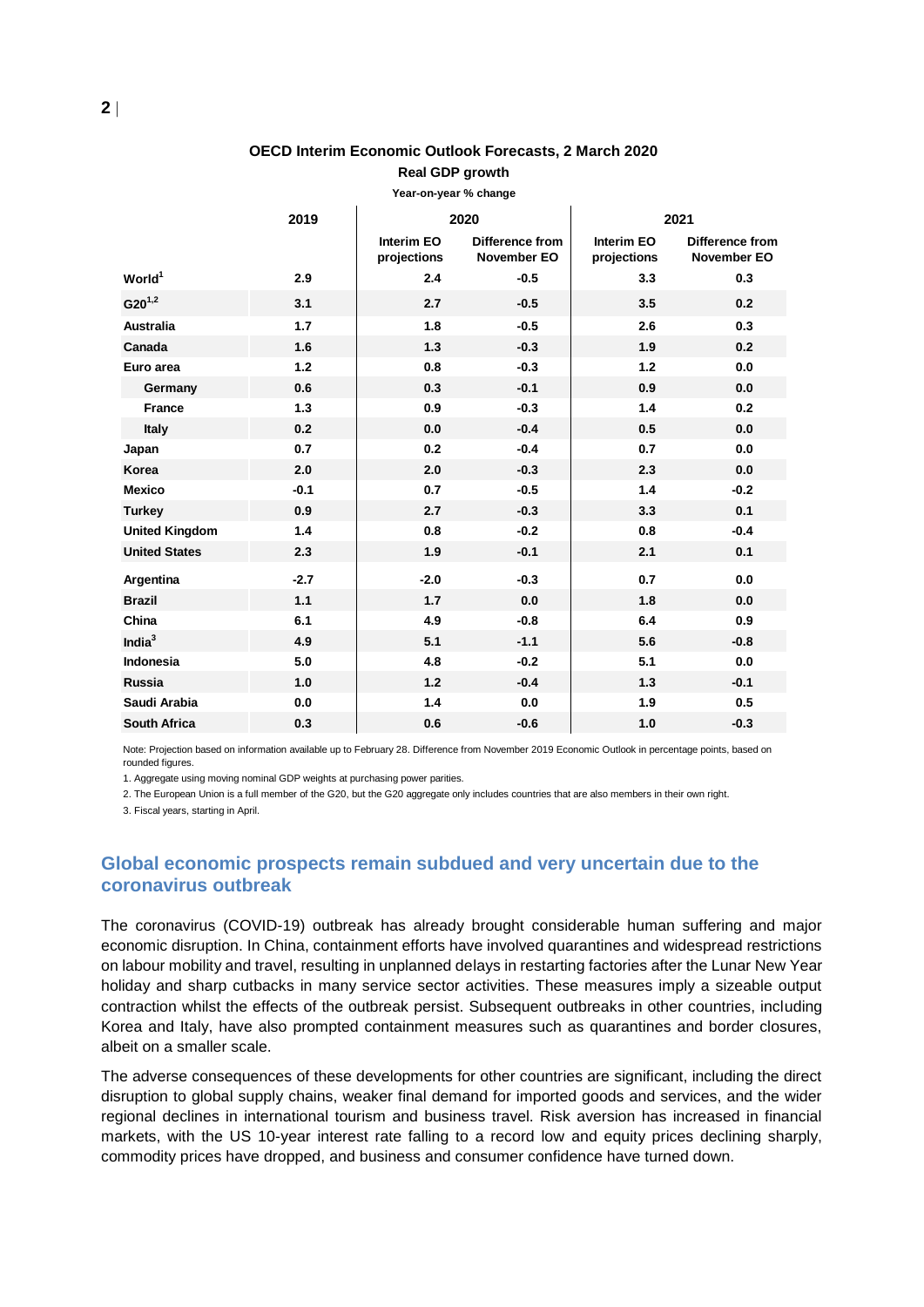**OECD Interim Economic Outlook Forecasts, 2 March 2020**

**Real GDP growth**

**Year-on-year % change**

| | 2019 | 2020 | | 2021 | |
|---|---|---|---|---|---|
| | | Interim EO projections | Difference from November EO | Interim EO projections | Difference from November EO |
| **World**[1] | 2.9 | 2.4 | -0.5 | 3.3 | 0.3 |
| **G20**[1,2] | 3.1 | 2.7 | -0.5 | 3.5 | 0.2 |
| **Australia** | 1.7 | 1.8 | -0.5 | 2.6 | 0.3 |
| **Canada** | 1.6 | 1.3 | -0.3 | 1.9 | 0.2 |
| **Euro area** | 1.2 | 0.8 | -0.3 | 1.2 | 0.0 |
| **Germany** | 0.6 | 0.3 | -0.1 | 0.9 | 0.0 |
| **France** | 1.3 | 0.9 | -0.3 | 1.4 | 0.2 |
| **Italy** | 0.2 | 0.0 | -0.4 | 0.5 | 0.0 |
| **Japan** | 0.7 | 0.2 | -0.4 | 0.7 | 0.0 |
| **Korea** | 2.0 | 2.0 | -0.3 | 2.3 | 0.0 |
| **Mexico** | -0.1 | 0.7 | -0.5 | 1.4 | -0.2 |
| **Turkey** | 0.9 | 2.7 | -0.3 | 3.3 | 0.1 |
| **United Kingdom** | 1.4 | 0.8 | -0.2 | 0.8 | -0.4 |
| **United States** | 2.3 | 1.9 | -0.1 | 2.1 | 0.1 |
| **Argentina** | -2.7 | -2.0 | -0.3 | 0.7 | 0.0 |
| **Brazil** | 1.1 | 1.7 | 0.0 | 1.8 | 0.0 |
| **China** | 6.1 | 4.9 | -0.8 | 6.4 | 0.9 |
| **India**[3] | 4.9 | 5.1 | -1.1 | 5.6 | -0.8 |
| **Indonesia** | 5.0 | 4.8 | -0.2 | 5.1 | 0.0 |
| **Russia** | 1.0 | 1.2 | -0.4 | 1.3 | -0.1 |
| **Saudi Arabia** | 0.0 | 1.4 | 0.0 | 1.9 | 0.5 |
| **South Africa** | 0.3 | 0.6 | -0.6 | 1.0 | -0.3 |

Note: Projection based on information available up to February 28. Difference from November 2019 Economic Outlook in percentage points, based on rounded figures.

1. Aggregate using moving nominal GDP weights at purchasing power parities.

2. The European Union is a full member of the G20, but the G20 aggregate only includes countries that are also members in their own right.

3. Fiscal years, starting in April.

## Global economic prospects remain subdued and very uncertain due to the coronavirus outbreak

The coronavirus (COVID-19) outbreak has already brought considerable human suffering and major economic disruption. In China, containment efforts have involved quarantines and widespread restrictions on labour mobility and travel, resulting in unplanned delays in restarting factories after the Lunar New Year holiday and sharp cutbacks in many service sector activities. These measures imply a sizeable output contraction whilst the effects of the outbreak persist. Subsequent outbreaks in other countries, including Korea and Italy, have also prompted containment measures such as quarantines and border closures, albeit on a smaller scale.

The adverse consequences of these developments for other countries are significant, including the direct disruption to global supply chains, weaker final demand for imported goods and services, and the wider regional declines in international tourism and business travel. Risk aversion has increased in financial markets, with the US 10-year interest rate falling to a record low and equity prices declining sharply, commodity prices have dropped, and business and consumer confidence have turned down.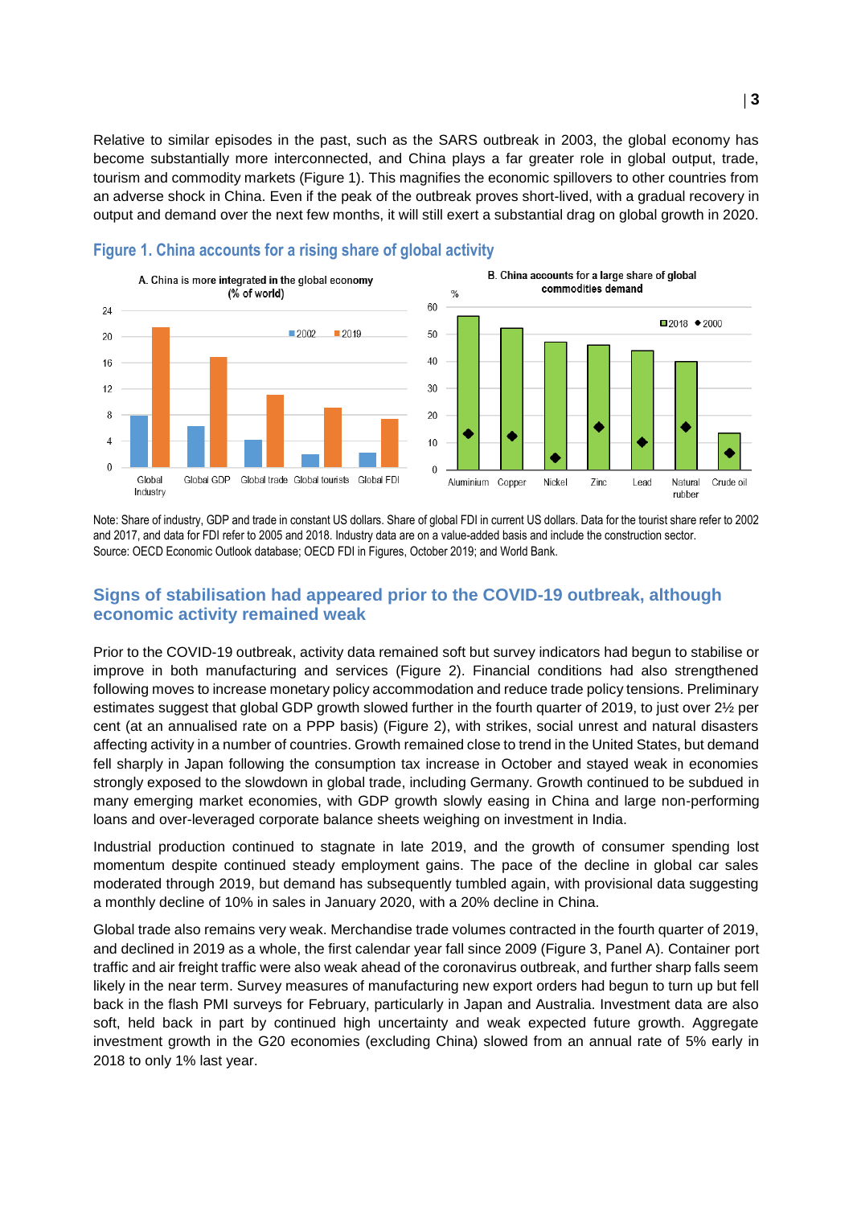Relative to similar episodes in the past, such as the SARS outbreak in 2003, the global economy has become substantially more interconnected, and China plays a far greater role in global output, trade, tourism and commodity markets (Figure 1). This magnifies the economic spillovers to other countries from an adverse shock in China. Even if the peak of the outbreak proves short-lived, with a gradual recovery in output and demand over the next few months, it will still exert a substantial drag on global growth in 2020.

### Figure 1. China accounts for a rising share of global activity

A. China is more integrated in the global economy (% of world)

B. China accounts for a large share of global commodities demand

Note: Share of industry, GDP and trade in constant US dollars. Share of global FDI in current US dollars. Data for the tourist share refer to 2002 and 2017, and data for FDI refer to 2005 and 2018. Industry data are on a value-added basis and include the construction sector.
Source: OECD Economic Outlook database; OECD FDI in Figures, October 2019; and World Bank.

## Signs of stabilisation had appeared prior to the COVID-19 outbreak, although economic activity remained weak

Prior to the COVID-19 outbreak, activity data remained soft but survey indicators had begun to stabilise or improve in both manufacturing and services (Figure 2). Financial conditions had also strengthened following moves to increase monetary policy accommodation and reduce trade policy tensions. Preliminary estimates suggest that global GDP growth slowed further in the fourth quarter of 2019, to just over 2½ per cent (at an annualised rate on a PPP basis) (Figure 2), with strikes, social unrest and natural disasters affecting activity in a number of countries. Growth remained close to trend in the United States, but demand fell sharply in Japan following the consumption tax increase in October and stayed weak in economies strongly exposed to the slowdown in global trade, including Germany. Growth continued to be subdued in many emerging market economies, with GDP growth slowly easing in China and large non-performing loans and over-leveraged corporate balance sheets weighing on investment in India.

Industrial production continued to stagnate in late 2019, and the growth of consumer spending lost momentum despite continued steady employment gains. The pace of the decline in global car sales moderated through 2019, but demand has subsequently tumbled again, with provisional data suggesting a monthly decline of 10% in sales in January 2020, with a 20% decline in China.

Global trade also remains very weak. Merchandise trade volumes contracted in the fourth quarter of 2019, and declined in 2019 as a whole, the first calendar year fall since 2009 (Figure 3, Panel A). Container port traffic and air freight traffic were also weak ahead of the coronavirus outbreak, and further sharp falls seem likely in the near term. Survey measures of manufacturing new export orders had begun to turn up but fell back in the flash PMI surveys for February, particularly in Japan and Australia. Investment data are also soft, held back in part by continued high uncertainty and weak expected future growth. Aggregate investment growth in the G20 economies (excluding China) slowed from an annual rate of 5% early in 2018 to only 1% last year.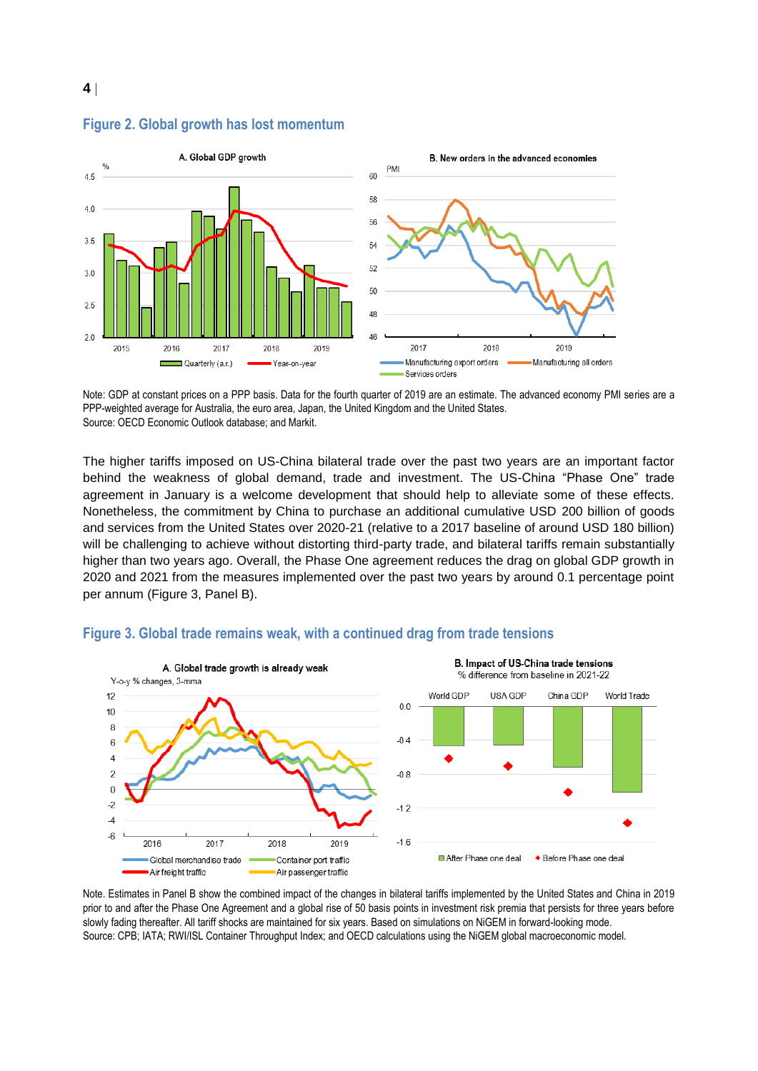## Figure 2. Global growth has lost momentum

Note: GDP at constant prices on a PPP basis. Data for the fourth quarter of 2019 are an estimate. The advanced economy PMI series are a PPP-weighted average for Australia, the euro area, Japan, the United Kingdom and the United States.
Source: OECD Economic Outlook database; and Markit.

The higher tariffs imposed on US-China bilateral trade over the past two years are an important factor behind the weakness of global demand, trade and investment. The US-China "Phase One" trade agreement in January is a welcome development that should help to alleviate some of these effects. Nonetheless, the commitment by China to purchase an additional cumulative USD 200 billion of goods and services from the United States over 2020-21 (relative to a 2017 baseline of around USD 180 billion) will be challenging to achieve without distorting third-party trade, and bilateral tariffs remain substantially higher than two years ago. Overall, the Phase One agreement reduces the drag on global GDP growth in 2020 and 2021 from the measures implemented over the past two years by around 0.1 percentage point per annum (Figure 3, Panel B).

## Figure 3. Global trade remains weak, with a continued drag from trade tensions

Note. Estimates in Panel B show the combined impact of the changes in bilateral tariffs implemented by the United States and China in 2019 prior to and after the Phase One Agreement and a global rise of 50 basis points in investment risk premia that persists for three years before slowly fading thereafter. All tariff shocks are maintained for six years. Based on simulations on NiGEM in forward-looking mode.
Source: CPB; IATA; RWI/ISL Container Throughput Index; and OECD calculations using the NiGEM global macroeconomic model.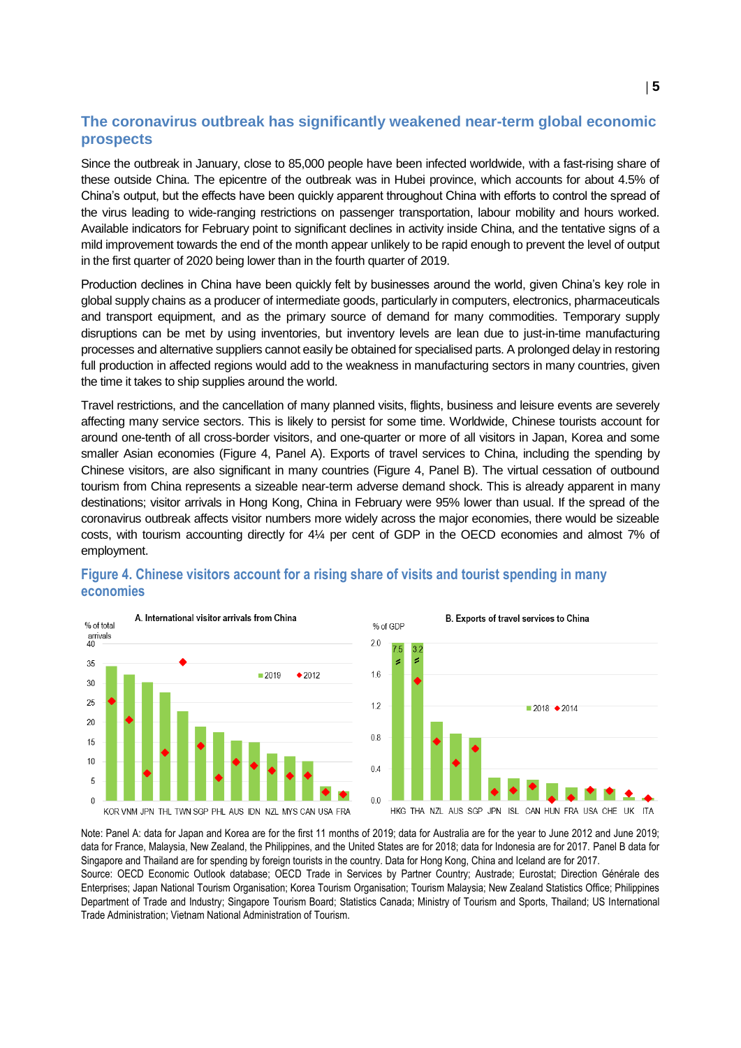## The coronavirus outbreak has significantly weakened near-term global economic prospects

Since the outbreak in January, close to 85,000 people have been infected worldwide, with a fast-rising share of these outside China. The epicentre of the outbreak was in Hubei province, which accounts for about 4.5% of China's output, but the effects have been quickly apparent throughout China with efforts to control the spread of the virus leading to wide-ranging restrictions on passenger transportation, labour mobility and hours worked. Available indicators for February point to significant declines in activity inside China, and the tentative signs of a mild improvement towards the end of the month appear unlikely to be rapid enough to prevent the level of output in the first quarter of 2020 being lower than in the fourth quarter of 2019.

Production declines in China have been quickly felt by businesses around the world, given China's key role in global supply chains as a producer of intermediate goods, particularly in computers, electronics, pharmaceuticals and transport equipment, and as the primary source of demand for many commodities. Temporary supply disruptions can be met by using inventories, but inventory levels are lean due to just-in-time manufacturing processes and alternative suppliers cannot easily be obtained for specialised parts. A prolonged delay in restoring full production in affected regions would add to the weakness in manufacturing sectors in many countries, given the time it takes to ship supplies around the world.

Travel restrictions, and the cancellation of many planned visits, flights, business and leisure events are severely affecting many service sectors. This is likely to persist for some time. Worldwide, Chinese tourists account for around one-tenth of all cross-border visitors, and one-quarter or more of all visitors in Japan, Korea and some smaller Asian economies (Figure 4, Panel A). Exports of travel services to China, including the spending by Chinese visitors, are also significant in many countries (Figure 4, Panel B). The virtual cessation of outbound tourism from China represents a sizeable near-term adverse demand shock. This is already apparent in many destinations; visitor arrivals in Hong Kong, China in February were 95% lower than usual. If the spread of the coronavirus outbreak affects visitor numbers more widely across the major economies, there would be sizeable costs, with tourism accounting directly for 4¼ per cent of GDP in the OECD economies and almost 7% of employment.

### Figure 4. Chinese visitors account for a rising share of visits and tourist spending in many economies

Note: Panel A: data for Japan and Korea are for the first 11 months of 2019; data for Australia are for the year to June 2012 and June 2019; data for France, Malaysia, New Zealand, the Philippines, and the United States are for 2018; data for Indonesia are for 2017. Panel B data for Singapore and Thailand are for spending by foreign tourists in the country. Data for Hong Kong, China and Iceland are for 2017.

Source: OECD Economic Outlook database; OECD Trade in Services by Partner Country; Austrade; Eurostat; Direction Générale des Enterprises; Japan National Tourism Organisation; Korea Tourism Organisation; Tourism Malaysia; New Zealand Statistics Office; Philippines Department of Trade and Industry; Singapore Tourism Board; Statistics Canada; Ministry of Tourism and Sports, Thailand; US International Trade Administration; Vietnam National Administration of Tourism.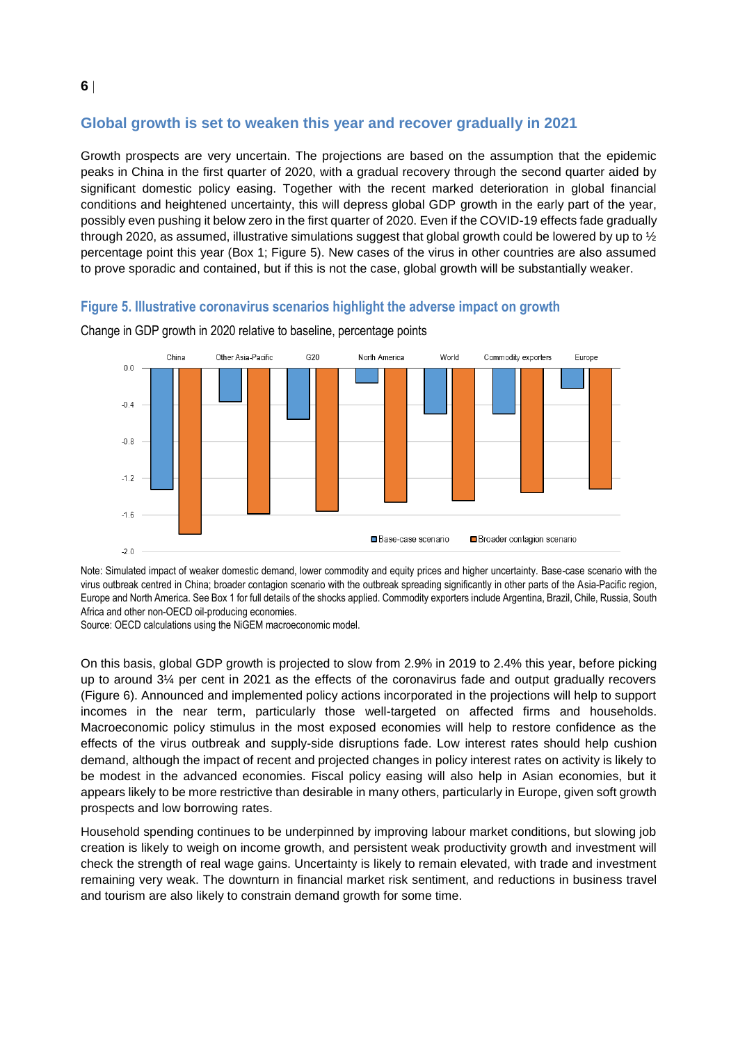## Global growth is set to weaken this year and recover gradually in 2021

Growth prospects are very uncertain. The projections are based on the assumption that the epidemic peaks in China in the first quarter of 2020, with a gradual recovery through the second quarter aided by significant domestic policy easing. Together with the recent marked deterioration in global financial conditions and heightened uncertainty, this will depress global GDP growth in the early part of the year, possibly even pushing it below zero in the first quarter of 2020. Even if the COVID-19 effects fade gradually through 2020, as assumed, illustrative simulations suggest that global growth could be lowered by up to ½ percentage point this year (Box 1; Figure 5). New cases of the virus in other countries are also assumed to prove sporadic and contained, but if this is not the case, global growth will be substantially weaker.

### Figure 5. Illustrative coronavirus scenarios highlight the adverse impact on growth

Change in GDP growth in 2020 relative to baseline, percentage points

Note: Simulated impact of weaker domestic demand, lower commodity and equity prices and higher uncertainty. Base-case scenario with the virus outbreak centred in China; broader contagion scenario with the outbreak spreading significantly in other parts of the Asia-Pacific region, Europe and North America. See Box 1 for full details of the shocks applied. Commodity exporters include Argentina, Brazil, Chile, Russia, South Africa and other non-OECD oil-producing economies.

Source: OECD calculations using the NiGEM macroeconomic model.

On this basis, global GDP growth is projected to slow from 2.9% in 2019 to 2.4% this year, before picking up to around 3¼ per cent in 2021 as the effects of the coronavirus fade and output gradually recovers (Figure 6). Announced and implemented policy actions incorporated in the projections will help to support incomes in the near term, particularly those well-targeted on affected firms and households. Macroeconomic policy stimulus in the most exposed economies will help to restore confidence as the effects of the virus outbreak and supply-side disruptions fade. Low interest rates should help cushion demand, although the impact of recent and projected changes in policy interest rates on activity is likely to be modest in the advanced economies. Fiscal policy easing will also help in Asian economies, but it appears likely to be more restrictive than desirable in many others, particularly in Europe, given soft growth prospects and low borrowing rates.

Household spending continues to be underpinned by improving labour market conditions, but slowing job creation is likely to weigh on income growth, and persistent weak productivity growth and investment will check the strength of real wage gains. Uncertainty is likely to remain elevated, with trade and investment remaining very weak. The downturn in financial market risk sentiment, and reductions in business travel and tourism are also likely to constrain demand growth for some time.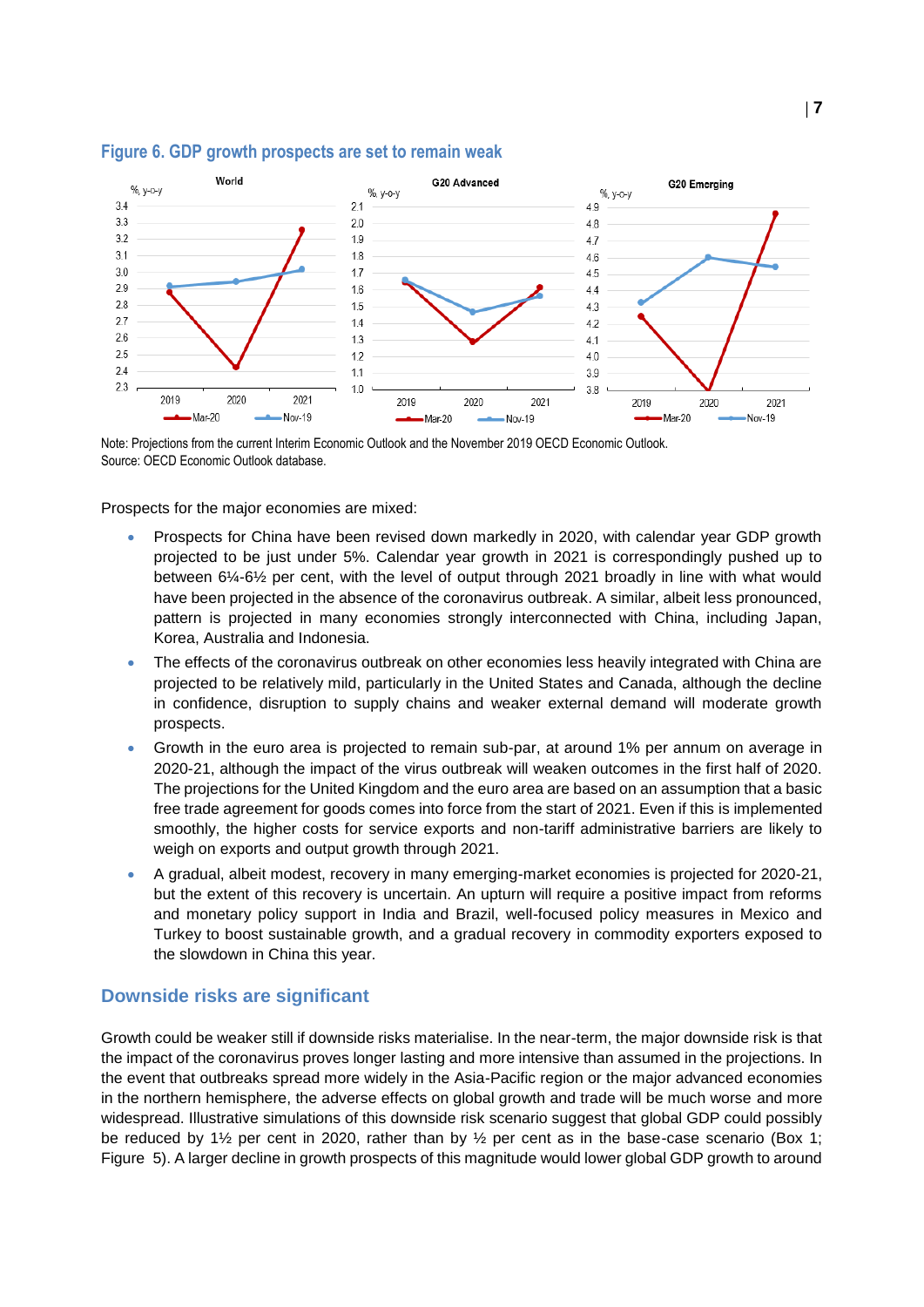**Figure 6. GDP growth prospects are set to remain weak**

Note: Projections from the current Interim Economic Outlook and the November 2019 OECD Economic Outlook.
Source: OECD Economic Outlook database.

Prospects for the major economies are mixed:

- Prospects for China have been revised down markedly in 2020, with calendar year GDP growth projected to be just under 5%. Calendar year growth in 2021 is correspondingly pushed up to between 6¼-6½ per cent, with the level of output through 2021 broadly in line with what would have been projected in the absence of the coronavirus outbreak. A similar, albeit less pronounced, pattern is projected in many economies strongly interconnected with China, including Japan, Korea, Australia and Indonesia.
- The effects of the coronavirus outbreak on other economies less heavily integrated with China are projected to be relatively mild, particularly in the United States and Canada, although the decline in confidence, disruption to supply chains and weaker external demand will moderate growth prospects.
- Growth in the euro area is projected to remain sub-par, at around 1% per annum on average in 2020-21, although the impact of the virus outbreak will weaken outcomes in the first half of 2020. The projections for the United Kingdom and the euro area are based on an assumption that a basic free trade agreement for goods comes into force from the start of 2021. Even if this is implemented smoothly, the higher costs for service exports and non-tariff administrative barriers are likely to weigh on exports and output growth through 2021.
- A gradual, albeit modest, recovery in many emerging-market economies is projected for 2020-21, but the extent of this recovery is uncertain. An upturn will require a positive impact from reforms and monetary policy support in India and Brazil, well-focused policy measures in Mexico and Turkey to boost sustainable growth, and a gradual recovery in commodity exporters exposed to the slowdown in China this year.

## Downside risks are significant

Growth could be weaker still if downside risks materialise. In the near-term, the major downside risk is that the impact of the coronavirus proves longer lasting and more intensive than assumed in the projections. In the event that outbreaks spread more widely in the Asia-Pacific region or the major advanced economies in the northern hemisphere, the adverse effects on global growth and trade will be much worse and more widespread. Illustrative simulations of this downside risk scenario suggest that global GDP could possibly be reduced by 1½ per cent in 2020, rather than by ½ per cent as in the base-case scenario (Box 1; Figure 5). A larger decline in growth prospects of this magnitude would lower global GDP growth to around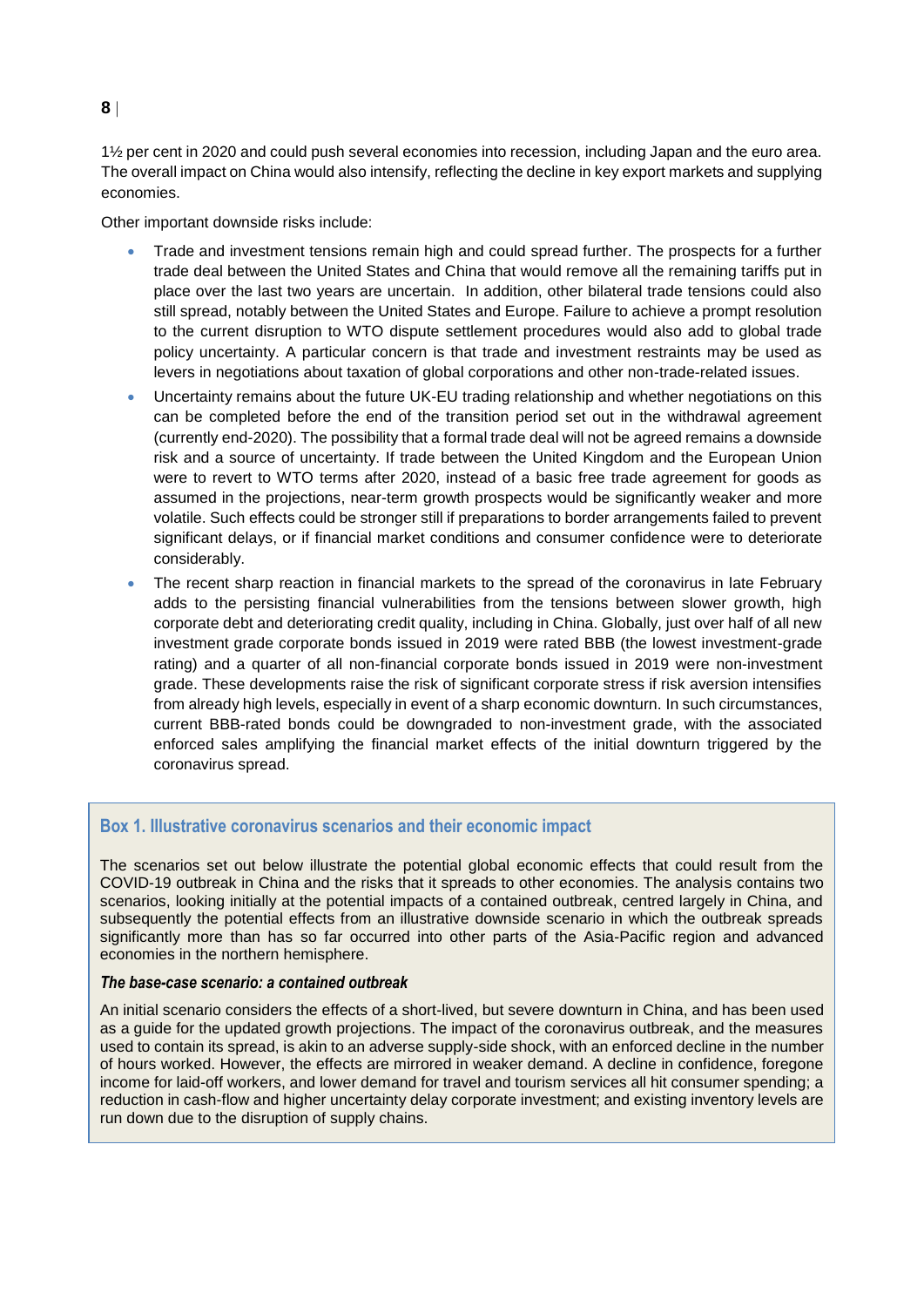1½ per cent in 2020 and could push several economies into recession, including Japan and the euro area. The overall impact on China would also intensify, reflecting the decline in key export markets and supplying economies.

Other important downside risks include:

- Trade and investment tensions remain high and could spread further. The prospects for a further trade deal between the United States and China that would remove all the remaining tariffs put in place over the last two years are uncertain. In addition, other bilateral trade tensions could also still spread, notably between the United States and Europe. Failure to achieve a prompt resolution to the current disruption to WTO dispute settlement procedures would also add to global trade policy uncertainty. A particular concern is that trade and investment restraints may be used as levers in negotiations about taxation of global corporations and other non-trade-related issues.
- Uncertainty remains about the future UK-EU trading relationship and whether negotiations on this can be completed before the end of the transition period set out in the withdrawal agreement (currently end-2020). The possibility that a formal trade deal will not be agreed remains a downside risk and a source of uncertainty. If trade between the United Kingdom and the European Union were to revert to WTO terms after 2020, instead of a basic free trade agreement for goods as assumed in the projections, near-term growth prospects would be significantly weaker and more volatile. Such effects could be stronger still if preparations to border arrangements failed to prevent significant delays, or if financial market conditions and consumer confidence were to deteriorate considerably.
- The recent sharp reaction in financial markets to the spread of the coronavirus in late February adds to the persisting financial vulnerabilities from the tensions between slower growth, high corporate debt and deteriorating credit quality, including in China. Globally, just over half of all new investment grade corporate bonds issued in 2019 were rated BBB (the lowest investment-grade rating) and a quarter of all non-financial corporate bonds issued in 2019 were non-investment grade. These developments raise the risk of significant corporate stress if risk aversion intensifies from already high levels, especially in event of a sharp economic downturn. In such circumstances, current BBB-rated bonds could be downgraded to non-investment grade, with the associated enforced sales amplifying the financial market effects of the initial downturn triggered by the coronavirus spread.

### Box 1. Illustrative coronavirus scenarios and their economic impact

The scenarios set out below illustrate the potential global economic effects that could result from the COVID-19 outbreak in China and the risks that it spreads to other economies. The analysis contains two scenarios, looking initially at the potential impacts of a contained outbreak, centred largely in China, and subsequently the potential effects from an illustrative downside scenario in which the outbreak spreads significantly more than has so far occurred into other parts of the Asia-Pacific region and advanced economies in the northern hemisphere.

#### *The base-case scenario: a contained outbreak*

An initial scenario considers the effects of a short-lived, but severe downturn in China, and has been used as a guide for the updated growth projections. The impact of the coronavirus outbreak, and the measures used to contain its spread, is akin to an adverse supply-side shock, with an enforced decline in the number of hours worked. However, the effects are mirrored in weaker demand. A decline in confidence, foregone income for laid-off workers, and lower demand for travel and tourism services all hit consumer spending; a reduction in cash-flow and higher uncertainty delay corporate investment; and existing inventory levels are run down due to the disruption of supply chains.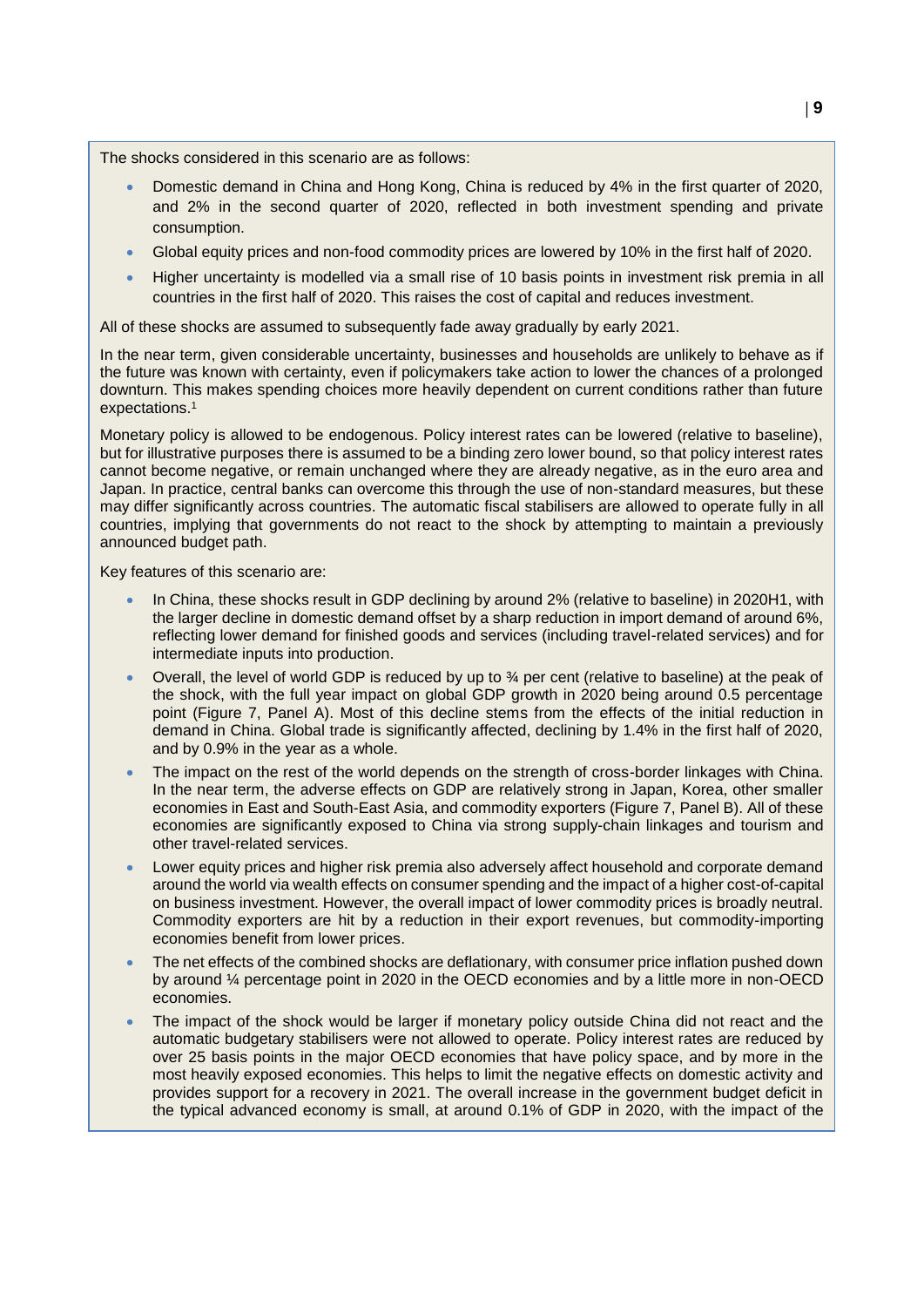The shocks considered in this scenario are as follows:

- Domestic demand in China and Hong Kong, China is reduced by 4% in the first quarter of 2020, and 2% in the second quarter of 2020, reflected in both investment spending and private consumption.
- Global equity prices and non-food commodity prices are lowered by 10% in the first half of 2020.
- Higher uncertainty is modelled via a small rise of 10 basis points in investment risk premia in all countries in the first half of 2020. This raises the cost of capital and reduces investment.

All of these shocks are assumed to subsequently fade away gradually by early 2021.

In the near term, given considerable uncertainty, businesses and households are unlikely to behave as if the future was known with certainty, even if policymakers take action to lower the chances of a prolonged downturn. This makes spending choices more heavily dependent on current conditions rather than future expectations.[1]

Monetary policy is allowed to be endogenous. Policy interest rates can be lowered (relative to baseline), but for illustrative purposes there is assumed to be a binding zero lower bound, so that policy interest rates cannot become negative, or remain unchanged where they are already negative, as in the euro area and Japan. In practice, central banks can overcome this through the use of non-standard measures, but these may differ significantly across countries. The automatic fiscal stabilisers are allowed to operate fully in all countries, implying that governments do not react to the shock by attempting to maintain a previously announced budget path.

Key features of this scenario are:

- In China, these shocks result in GDP declining by around 2% (relative to baseline) in 2020H1, with the larger decline in domestic demand offset by a sharp reduction in import demand of around 6%, reflecting lower demand for finished goods and services (including travel-related services) and for intermediate inputs into production.
- Overall, the level of world GDP is reduced by up to ¾ per cent (relative to baseline) at the peak of the shock, with the full year impact on global GDP growth in 2020 being around 0.5 percentage point (Figure 7, Panel A). Most of this decline stems from the effects of the initial reduction in demand in China. Global trade is significantly affected, declining by 1.4% in the first half of 2020, and by 0.9% in the year as a whole.
- The impact on the rest of the world depends on the strength of cross-border linkages with China. In the near term, the adverse effects on GDP are relatively strong in Japan, Korea, other smaller economies in East and South-East Asia, and commodity exporters (Figure 7, Panel B). All of these economies are significantly exposed to China via strong supply-chain linkages and tourism and other travel-related services.
- Lower equity prices and higher risk premia also adversely affect household and corporate demand around the world via wealth effects on consumer spending and the impact of a higher cost-of-capital on business investment. However, the overall impact of lower commodity prices is broadly neutral. Commodity exporters are hit by a reduction in their export revenues, but commodity-importing economies benefit from lower prices.
- The net effects of the combined shocks are deflationary, with consumer price inflation pushed down by around ¼ percentage point in 2020 in the OECD economies and by a little more in non-OECD economies.
- The impact of the shock would be larger if monetary policy outside China did not react and the automatic budgetary stabilisers were not allowed to operate. Policy interest rates are reduced by over 25 basis points in the major OECD economies that have policy space, and by more in the most heavily exposed economies. This helps to limit the negative effects on domestic activity and provides support for a recovery in 2021. The overall increase in the government budget deficit in the typical advanced economy is small, at around 0.1% of GDP in 2020, with the impact of the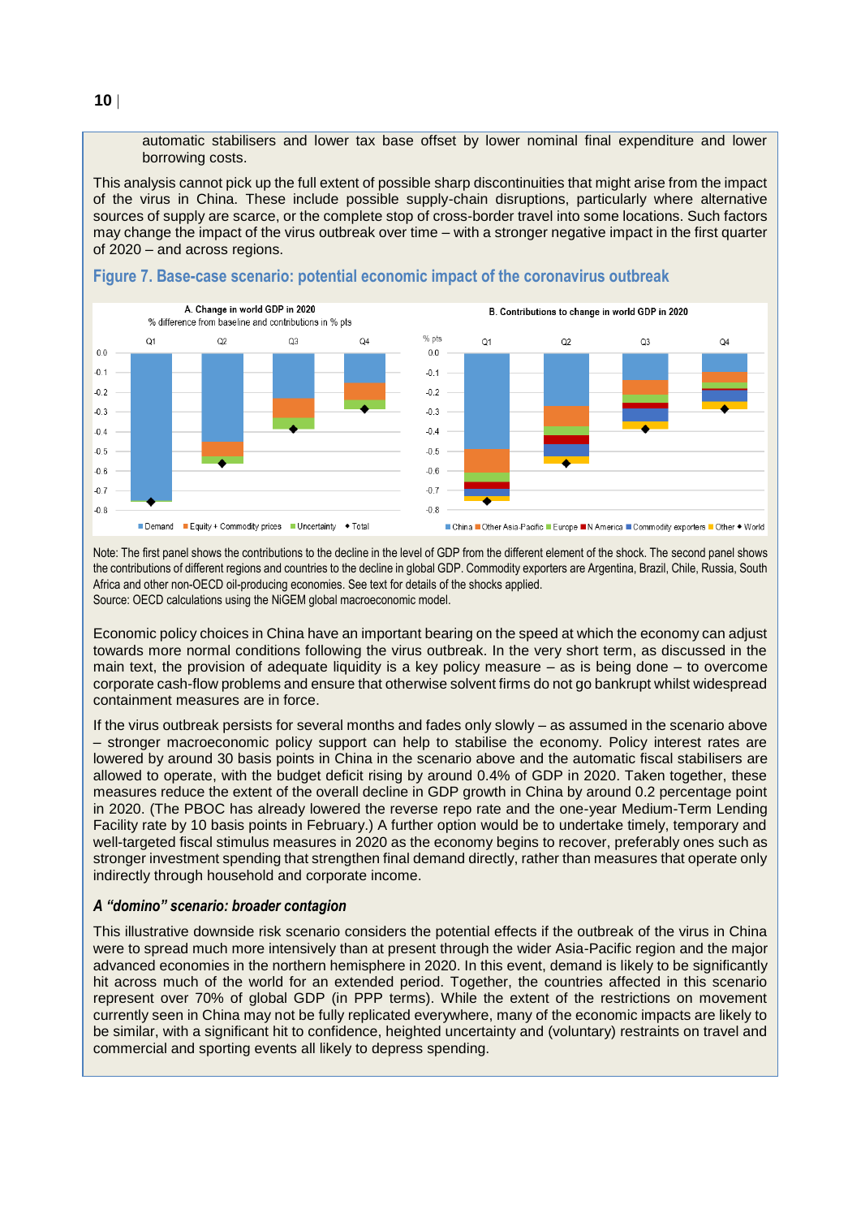automatic stabilisers and lower tax base offset by lower nominal final expenditure and lower borrowing costs.

This analysis cannot pick up the full extent of possible sharp discontinuities that might arise from the impact of the virus in China. These include possible supply-chain disruptions, particularly where alternative sources of supply are scarce, or the complete stop of cross-border travel into some locations. Such factors may change the impact of the virus outbreak over time – with a stronger negative impact in the first quarter of 2020 – and across regions.

## Figure 7. Base-case scenario: potential economic impact of the coronavirus outbreak

Note: The first panel shows the contributions to the decline in the level of GDP from the different element of the shock. The second panel shows the contributions of different regions and countries to the decline in global GDP. Commodity exporters are Argentina, Brazil, Chile, Russia, South Africa and other non-OECD oil-producing economies. See text for details of the shocks applied.
Source: OECD calculations using the NiGEM global macroeconomic model.

Economic policy choices in China have an important bearing on the speed at which the economy can adjust towards more normal conditions following the virus outbreak. In the very short term, as discussed in the main text, the provision of adequate liquidity is a key policy measure – as is being done – to overcome corporate cash-flow problems and ensure that otherwise solvent firms do not go bankrupt whilst widespread containment measures are in force.

If the virus outbreak persists for several months and fades only slowly – as assumed in the scenario above – stronger macroeconomic policy support can help to stabilise the economy. Policy interest rates are lowered by around 30 basis points in China in the scenario above and the automatic fiscal stabilisers are allowed to operate, with the budget deficit rising by around 0.4% of GDP in 2020. Taken together, these measures reduce the extent of the overall decline in GDP growth in China by around 0.2 percentage point in 2020. (The PBOC has already lowered the reverse repo rate and the one-year Medium-Term Lending Facility rate by 10 basis points in February.) A further option would be to undertake timely, temporary and well-targeted fiscal stimulus measures in 2020 as the economy begins to recover, preferably ones such as stronger investment spending that strengthen final demand directly, rather than measures that operate only indirectly through household and corporate income.

### *A "domino" scenario: broader contagion*

This illustrative downside risk scenario considers the potential effects if the outbreak of the virus in China were to spread much more intensively than at present through the wider Asia-Pacific region and the major advanced economies in the northern hemisphere in 2020. In this event, demand is likely to be significantly hit across much of the world for an extended period. Together, the countries affected in this scenario represent over 70% of global GDP (in PPP terms). While the extent of the restrictions on movement currently seen in China may not be fully replicated everywhere, many of the economic impacts are likely to be similar, with a significant hit to confidence, heighted uncertainty and (voluntary) restraints on travel and commercial and sporting events all likely to depress spending.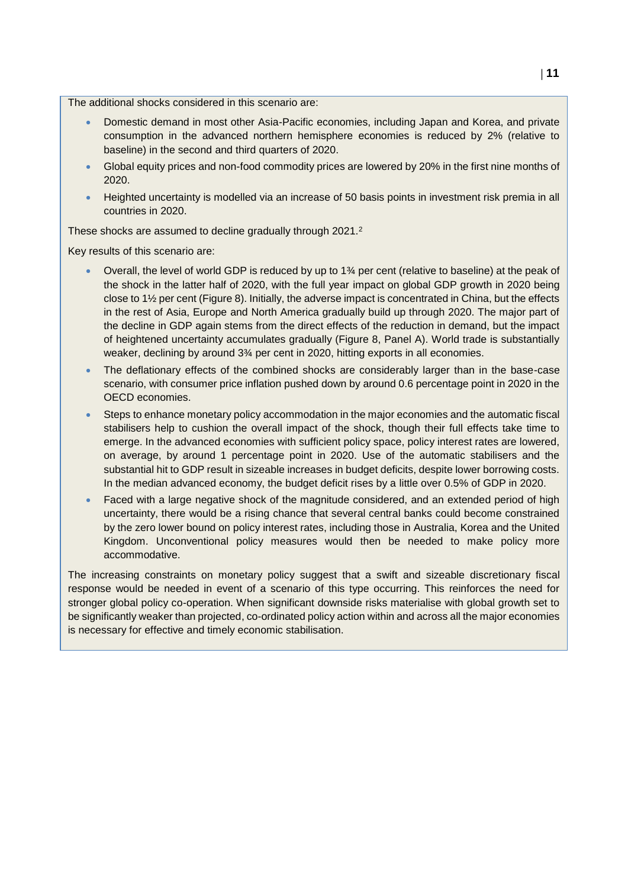The additional shocks considered in this scenario are:

- Domestic demand in most other Asia-Pacific economies, including Japan and Korea, and private consumption in the advanced northern hemisphere economies is reduced by 2% (relative to baseline) in the second and third quarters of 2020.
- Global equity prices and non-food commodity prices are lowered by 20% in the first nine months of 2020.
- Heighted uncertainty is modelled via an increase of 50 basis points in investment risk premia in all countries in 2020.

These shocks are assumed to decline gradually through 2021.[2]

Key results of this scenario are:

- Overall, the level of world GDP is reduced by up to 1¾ per cent (relative to baseline) at the peak of the shock in the latter half of 2020, with the full year impact on global GDP growth in 2020 being close to 1½ per cent (Figure 8). Initially, the adverse impact is concentrated in China, but the effects in the rest of Asia, Europe and North America gradually build up through 2020. The major part of the decline in GDP again stems from the direct effects of the reduction in demand, but the impact of heightened uncertainty accumulates gradually (Figure 8, Panel A). World trade is substantially weaker, declining by around 3¾ per cent in 2020, hitting exports in all economies.
- The deflationary effects of the combined shocks are considerably larger than in the base-case scenario, with consumer price inflation pushed down by around 0.6 percentage point in 2020 in the OECD economies.
- Steps to enhance monetary policy accommodation in the major economies and the automatic fiscal stabilisers help to cushion the overall impact of the shock, though their full effects take time to emerge. In the advanced economies with sufficient policy space, policy interest rates are lowered, on average, by around 1 percentage point in 2020. Use of the automatic stabilisers and the substantial hit to GDP result in sizeable increases in budget deficits, despite lower borrowing costs. In the median advanced economy, the budget deficit rises by a little over 0.5% of GDP in 2020.
- Faced with a large negative shock of the magnitude considered, and an extended period of high uncertainty, there would be a rising chance that several central banks could become constrained by the zero lower bound on policy interest rates, including those in Australia, Korea and the United Kingdom. Unconventional policy measures would then be needed to make policy more accommodative.

The increasing constraints on monetary policy suggest that a swift and sizeable discretionary fiscal response would be needed in event of a scenario of this type occurring. This reinforces the need for stronger global policy co-operation. When significant downside risks materialise with global growth set to be significantly weaker than projected, co-ordinated policy action within and across all the major economies is necessary for effective and timely economic stabilisation.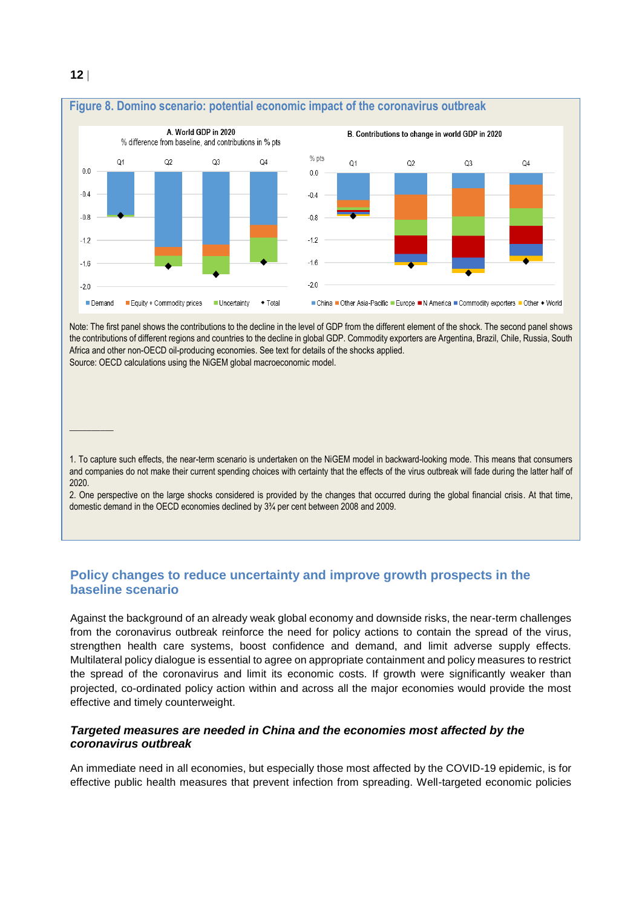**Figure 8. Domino scenario: potential economic impact of the coronavirus outbreak**

Note: The first panel shows the contributions to the decline in the level of GDP from the different element of the shock. The second panel shows the contributions of different regions and countries to the decline in global GDP. Commodity exporters are Argentina, Brazil, Chile, Russia, South Africa and other non-OECD oil-producing economies. See text for details of the shocks applied.
Source: OECD calculations using the NiGEM global macroeconomic model.

1. To capture such effects, the near-term scenario is undertaken on the NiGEM model in backward-looking mode. This means that consumers and companies do not make their current spending choices with certainty that the effects of the virus outbreak will fade during the latter half of 2020.

2. One perspective on the large shocks considered is provided by the changes that occurred during the global financial crisis. At that time, domestic demand in the OECD economies declined by 3¾ per cent between 2008 and 2009.

## Policy changes to reduce uncertainty and improve growth prospects in the baseline scenario

Against the background of an already weak global economy and downside risks, the near-term challenges from the coronavirus outbreak reinforce the need for policy actions to contain the spread of the virus, strengthen health care systems, boost confidence and demand, and limit adverse supply effects. Multilateral policy dialogue is essential to agree on appropriate containment and policy measures to restrict the spread of the coronavirus and limit its economic costs. If growth were significantly weaker than projected, co-ordinated policy action within and across all the major economies would provide the most effective and timely counterweight.

### *Targeted measures are needed in China and the economies most affected by the coronavirus outbreak*

An immediate need in all economies, but especially those most affected by the COVID-19 epidemic, is for effective public health measures that prevent infection from spreading. Well-targeted economic policies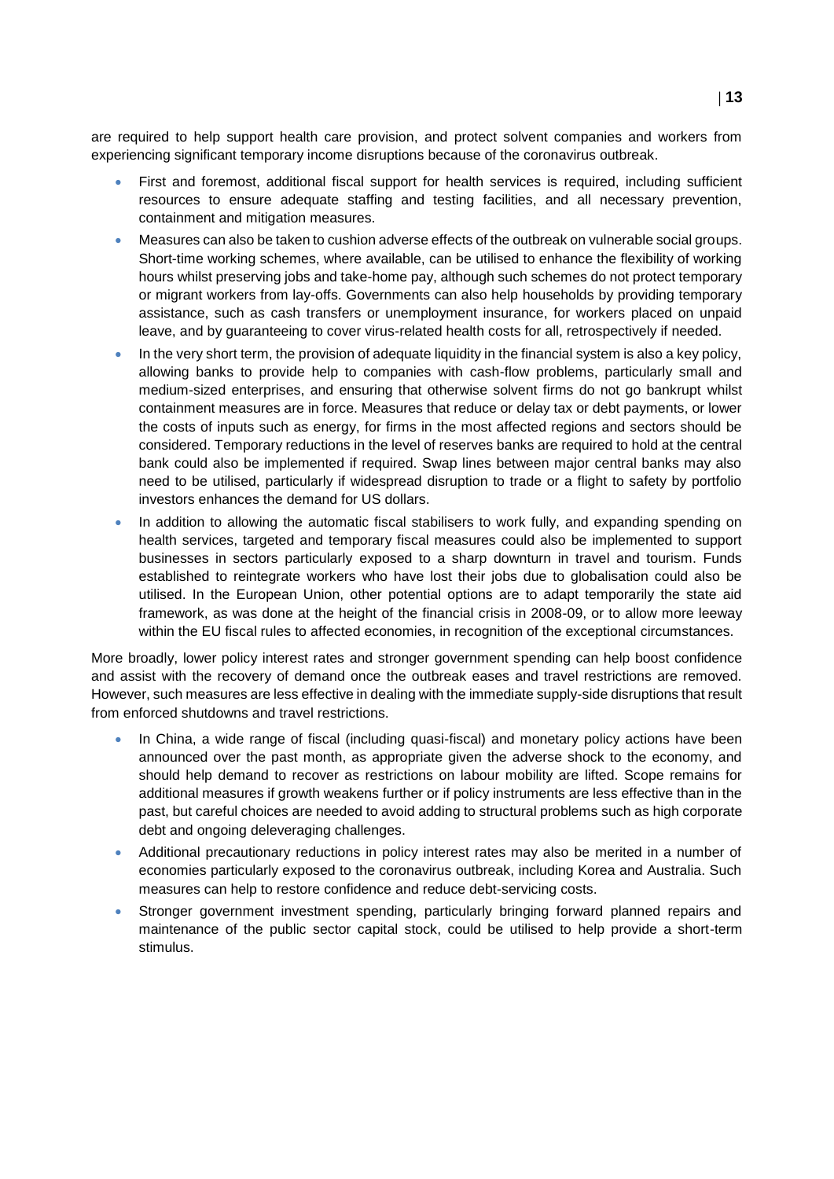are required to help support health care provision, and protect solvent companies and workers from experiencing significant temporary income disruptions because of the coronavirus outbreak.

- First and foremost, additional fiscal support for health services is required, including sufficient resources to ensure adequate staffing and testing facilities, and all necessary prevention, containment and mitigation measures.
- Measures can also be taken to cushion adverse effects of the outbreak on vulnerable social groups. Short-time working schemes, where available, can be utilised to enhance the flexibility of working hours whilst preserving jobs and take-home pay, although such schemes do not protect temporary or migrant workers from lay-offs. Governments can also help households by providing temporary assistance, such as cash transfers or unemployment insurance, for workers placed on unpaid leave, and by guaranteeing to cover virus-related health costs for all, retrospectively if needed.
- In the very short term, the provision of adequate liquidity in the financial system is also a key policy, allowing banks to provide help to companies with cash-flow problems, particularly small and medium-sized enterprises, and ensuring that otherwise solvent firms do not go bankrupt whilst containment measures are in force. Measures that reduce or delay tax or debt payments, or lower the costs of inputs such as energy, for firms in the most affected regions and sectors should be considered. Temporary reductions in the level of reserves banks are required to hold at the central bank could also be implemented if required. Swap lines between major central banks may also need to be utilised, particularly if widespread disruption to trade or a flight to safety by portfolio investors enhances the demand for US dollars.
- In addition to allowing the automatic fiscal stabilisers to work fully, and expanding spending on health services, targeted and temporary fiscal measures could also be implemented to support businesses in sectors particularly exposed to a sharp downturn in travel and tourism. Funds established to reintegrate workers who have lost their jobs due to globalisation could also be utilised. In the European Union, other potential options are to adapt temporarily the state aid framework, as was done at the height of the financial crisis in 2008-09, or to allow more leeway within the EU fiscal rules to affected economies, in recognition of the exceptional circumstances.

More broadly, lower policy interest rates and stronger government spending can help boost confidence and assist with the recovery of demand once the outbreak eases and travel restrictions are removed. However, such measures are less effective in dealing with the immediate supply-side disruptions that result from enforced shutdowns and travel restrictions.

- In China, a wide range of fiscal (including quasi-fiscal) and monetary policy actions have been announced over the past month, as appropriate given the adverse shock to the economy, and should help demand to recover as restrictions on labour mobility are lifted. Scope remains for additional measures if growth weakens further or if policy instruments are less effective than in the past, but careful choices are needed to avoid adding to structural problems such as high corporate debt and ongoing deleveraging challenges.
- Additional precautionary reductions in policy interest rates may also be merited in a number of economies particularly exposed to the coronavirus outbreak, including Korea and Australia. Such measures can help to restore confidence and reduce debt-servicing costs.
- Stronger government investment spending, particularly bringing forward planned repairs and maintenance of the public sector capital stock, could be utilised to help provide a short-term stimulus.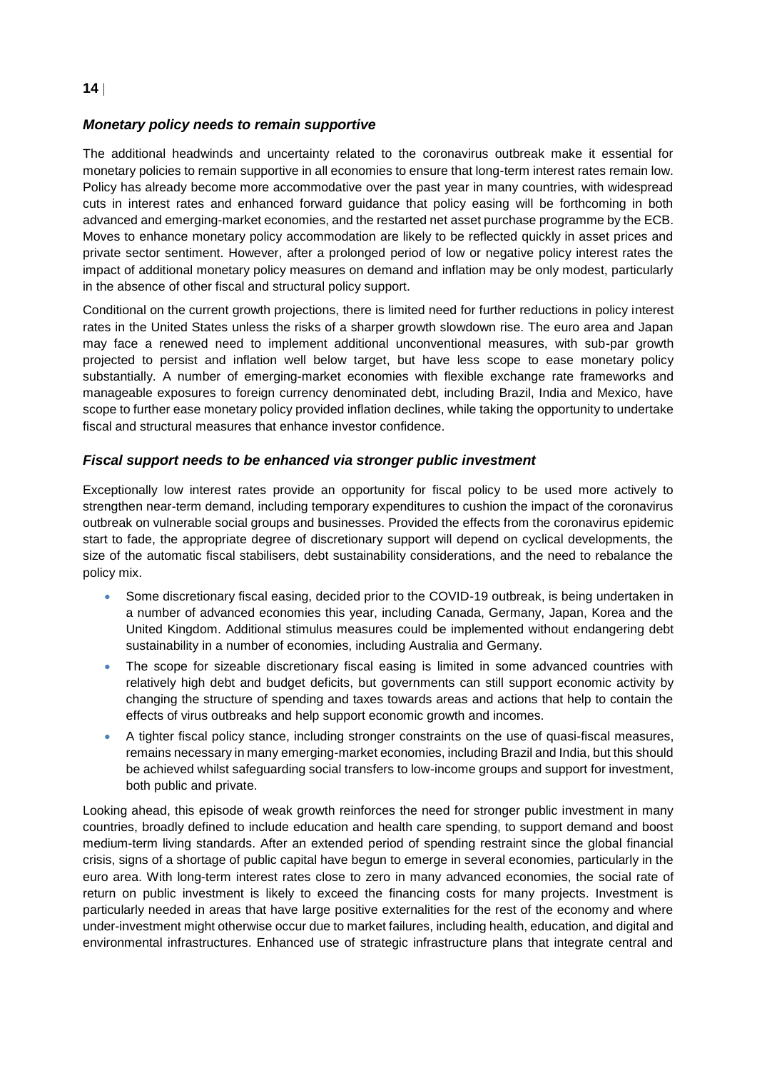### *Monetary policy needs to remain supportive*

The additional headwinds and uncertainty related to the coronavirus outbreak make it essential for monetary policies to remain supportive in all economies to ensure that long-term interest rates remain low. Policy has already become more accommodative over the past year in many countries, with widespread cuts in interest rates and enhanced forward guidance that policy easing will be forthcoming in both advanced and emerging-market economies, and the restarted net asset purchase programme by the ECB. Moves to enhance monetary policy accommodation are likely to be reflected quickly in asset prices and private sector sentiment. However, after a prolonged period of low or negative policy interest rates the impact of additional monetary policy measures on demand and inflation may be only modest, particularly in the absence of other fiscal and structural policy support.

Conditional on the current growth projections, there is limited need for further reductions in policy interest rates in the United States unless the risks of a sharper growth slowdown rise. The euro area and Japan may face a renewed need to implement additional unconventional measures, with sub-par growth projected to persist and inflation well below target, but have less scope to ease monetary policy substantially. A number of emerging-market economies with flexible exchange rate frameworks and manageable exposures to foreign currency denominated debt, including Brazil, India and Mexico, have scope to further ease monetary policy provided inflation declines, while taking the opportunity to undertake fiscal and structural measures that enhance investor confidence.

### *Fiscal support needs to be enhanced via stronger public investment*

Exceptionally low interest rates provide an opportunity for fiscal policy to be used more actively to strengthen near-term demand, including temporary expenditures to cushion the impact of the coronavirus outbreak on vulnerable social groups and businesses. Provided the effects from the coronavirus epidemic start to fade, the appropriate degree of discretionary support will depend on cyclical developments, the size of the automatic fiscal stabilisers, debt sustainability considerations, and the need to rebalance the policy mix.

- Some discretionary fiscal easing, decided prior to the COVID-19 outbreak, is being undertaken in a number of advanced economies this year, including Canada, Germany, Japan, Korea and the United Kingdom. Additional stimulus measures could be implemented without endangering debt sustainability in a number of economies, including Australia and Germany.
- The scope for sizeable discretionary fiscal easing is limited in some advanced countries with relatively high debt and budget deficits, but governments can still support economic activity by changing the structure of spending and taxes towards areas and actions that help to contain the effects of virus outbreaks and help support economic growth and incomes.
- A tighter fiscal policy stance, including stronger constraints on the use of quasi-fiscal measures, remains necessary in many emerging-market economies, including Brazil and India, but this should be achieved whilst safeguarding social transfers to low-income groups and support for investment, both public and private.

Looking ahead, this episode of weak growth reinforces the need for stronger public investment in many countries, broadly defined to include education and health care spending, to support demand and boost medium-term living standards. After an extended period of spending restraint since the global financial crisis, signs of a shortage of public capital have begun to emerge in several economies, particularly in the euro area. With long-term interest rates close to zero in many advanced economies, the social rate of return on public investment is likely to exceed the financing costs for many projects. Investment is particularly needed in areas that have large positive externalities for the rest of the economy and where under-investment might otherwise occur due to market failures, including health, education, and digital and environmental infrastructures. Enhanced use of strategic infrastructure plans that integrate central and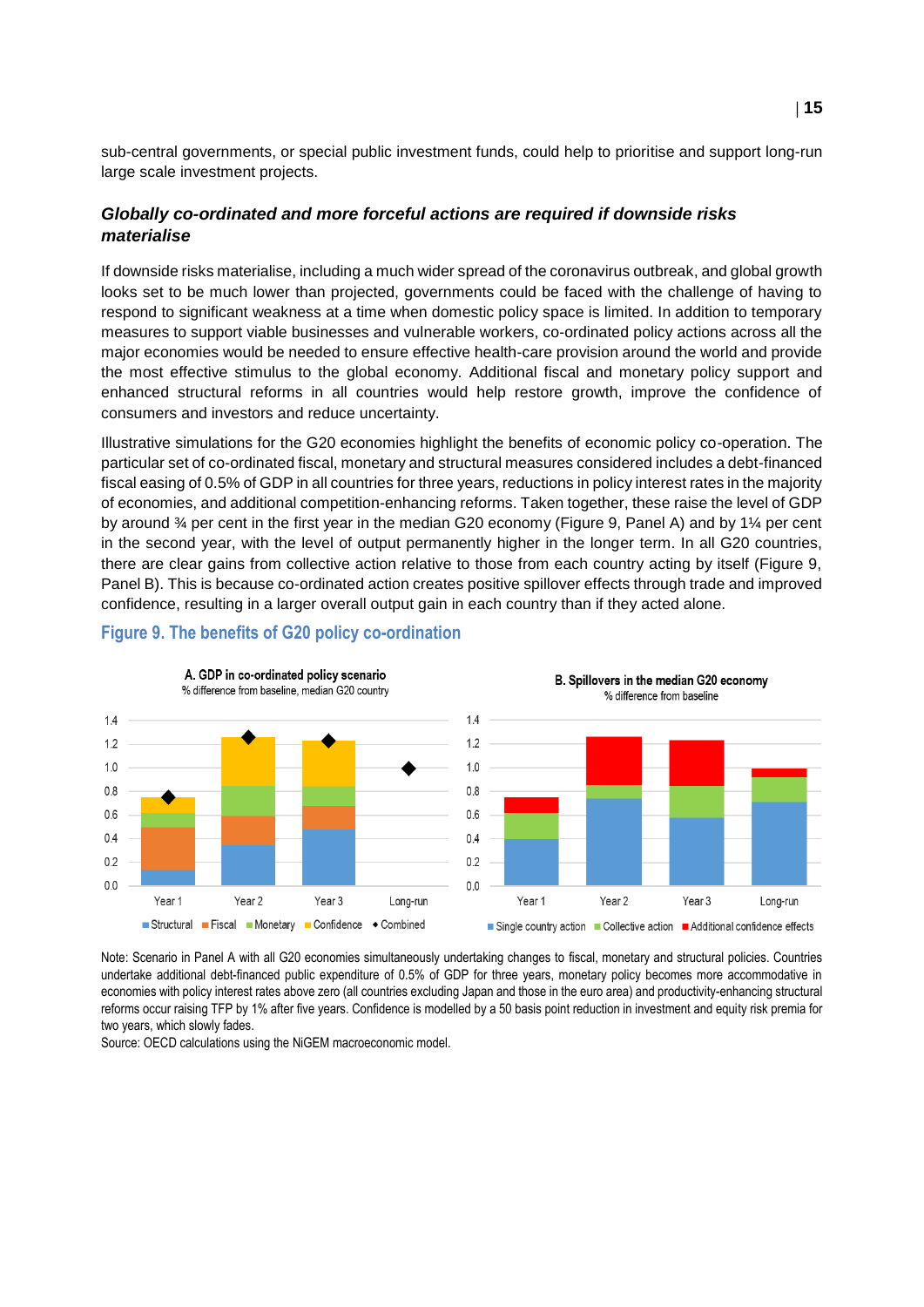sub-central governments, or special public investment funds, could help to prioritise and support long-run large scale investment projects.

### *Globally co-ordinated and more forceful actions are required if downside risks materialise*

If downside risks materialise, including a much wider spread of the coronavirus outbreak, and global growth looks set to be much lower than projected, governments could be faced with the challenge of having to respond to significant weakness at a time when domestic policy space is limited. In addition to temporary measures to support viable businesses and vulnerable workers, co-ordinated policy actions across all the major economies would be needed to ensure effective health-care provision around the world and provide the most effective stimulus to the global economy. Additional fiscal and monetary policy support and enhanced structural reforms in all countries would help restore growth, improve the confidence of consumers and investors and reduce uncertainty.

Illustrative simulations for the G20 economies highlight the benefits of economic policy co-operation. The particular set of co-ordinated fiscal, monetary and structural measures considered includes a debt-financed fiscal easing of 0.5% of GDP in all countries for three years, reductions in policy interest rates in the majority of economies, and additional competition-enhancing reforms. Taken together, these raise the level of GDP by around ¾ per cent in the first year in the median G20 economy (Figure 9, Panel A) and by 1¼ per cent in the second year, with the level of output permanently higher in the longer term. In all G20 countries, there are clear gains from collective action relative to those from each country acting by itself (Figure 9, Panel B). This is because co-ordinated action creates positive spillover effects through trade and improved confidence, resulting in a larger overall output gain in each country than if they acted alone.

**Figure 9. The benefits of G20 policy co-ordination**

Note: Scenario in Panel A with all G20 economies simultaneously undertaking changes to fiscal, monetary and structural policies. Countries undertake additional debt-financed public expenditure of 0.5% of GDP for three years, monetary policy becomes more accommodative in economies with policy interest rates above zero (all countries excluding Japan and those in the euro area) and productivity-enhancing structural reforms occur raising TFP by 1% after five years. Confidence is modelled by a 50 basis point reduction in investment and equity risk premia for two years, which slowly fades.

Source: OECD calculations using the NiGEM macroeconomic model.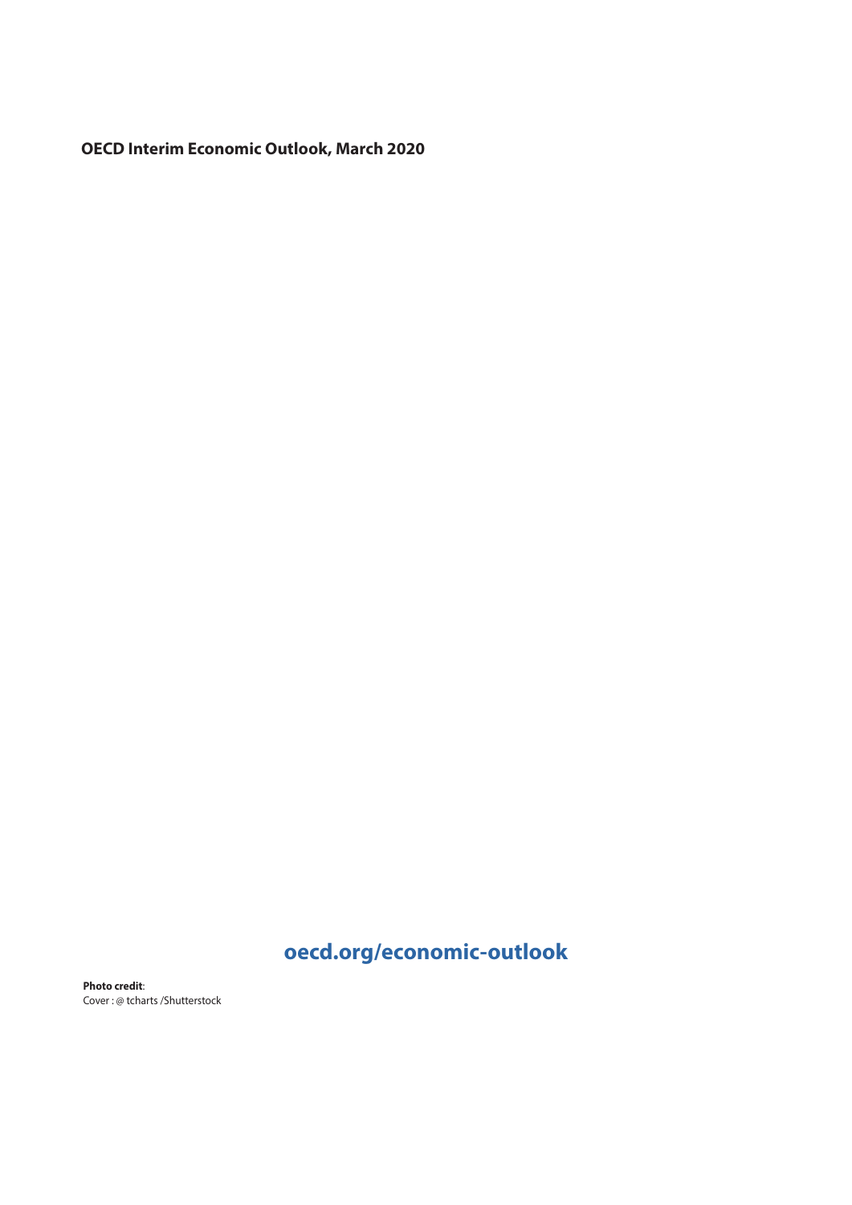**OECD Interim Economic Outlook, March 2020**

**oecd.org/economic-outlook**

**Photo credit**:
Cover : @ tcharts /Shutterstock